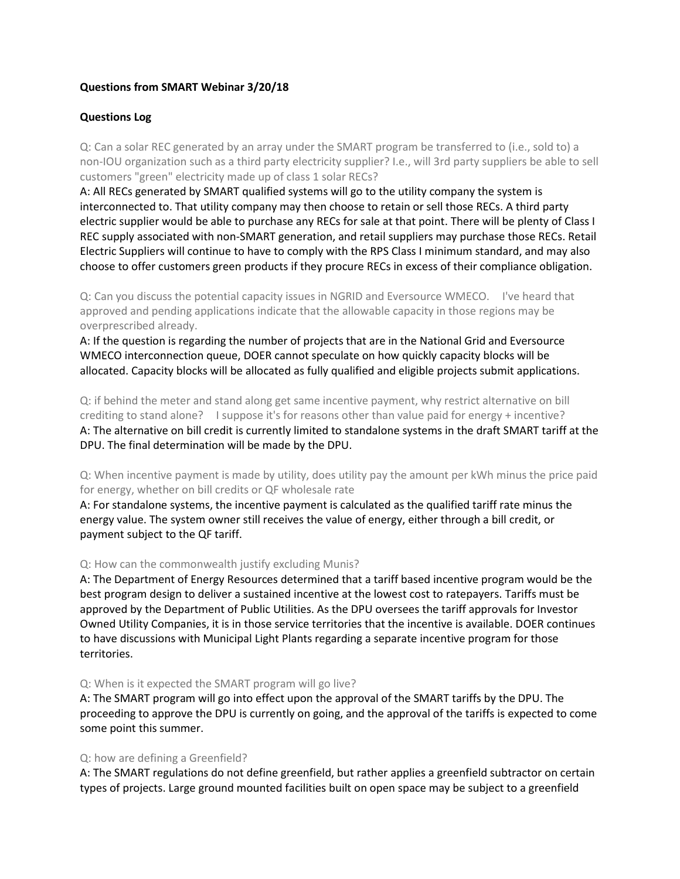**Questions from SMART Webinar 3/20/18**

**Questions Log**

Q: Can a solar REC generated by an array under the SMART program be transferred to (i.e., sold to) a non-IOU organization such as a third party electricity supplier? I.e., will 3rd party suppliers be able to sell customers "green" electricity made up of class 1 solar RECs?

A: All RECs generated by SMART qualified systems will go to the utility company the system is interconnected to. That utility company may then choose to retain or sell those RECs. A third party electric supplier would be able to purchase any RECs for sale at that point. There will be plenty of Class I REC supply associated with non-SMART generation, and retail suppliers may purchase those RECs. Retail Electric Suppliers will continue to have to comply with the RPS Class I minimum standard, and may also choose to offer customers green products if they procure RECs in excess of their compliance obligation.

Q: Can you discuss the potential capacity issues in NGRID and Eversource WMECO. I've heard that approved and pending applications indicate that the allowable capacity in those regions may be overprescribed already.

A: If the question is regarding the number of projects that are in the National Grid and Eversource WMECO interconnection queue, DOER cannot speculate on how quickly capacity blocks will be allocated. Capacity blocks will be allocated as fully qualified and eligible projects submit applications.

Q: if behind the meter and stand along get same incentive payment, why restrict alternative on bill crediting to stand alone? I suppose it's for reasons other than value paid for energy + incentive?

A: The alternative on bill credit is currently limited to standalone systems in the draft SMART tariff at the DPU. The final determination will be made by the DPU.

Q: When incentive payment is made by utility, does utility pay the amount per kWh minus the price paid for energy, whether on bill credits or QF wholesale rate

A: For standalone systems, the incentive payment is calculated as the qualified tariff rate minus the energy value. The system owner still receives the value of energy, either through a bill credit, or payment subject to the QF tariff.

Q: How can the commonwealth justify excluding Munis?

A: The Department of Energy Resources determined that a tariff based incentive program would be the best program design to deliver a sustained incentive at the lowest cost to ratepayers. Tariffs must be approved by the Department of Public Utilities. As the DPU oversees the tariff approvals for Investor Owned Utility Companies, it is in those service territories that the incentive is available. DOER continues to have discussions with Municipal Light Plants regarding a separate incentive program for those territories.

Q: When is it expected the SMART program will go live?

A: The SMART program will go into effect upon the approval of the SMART tariffs by the DPU. The proceeding to approve the DPU is currently on going, and the approval of the tariffs is expected to come some point this summer.

Q: how are defining a Greenfield?

A: The SMART regulations do not define greenfield, but rather applies a greenfield subtractor on certain types of projects. Large ground mounted facilities built on open space may be subject to a greenfield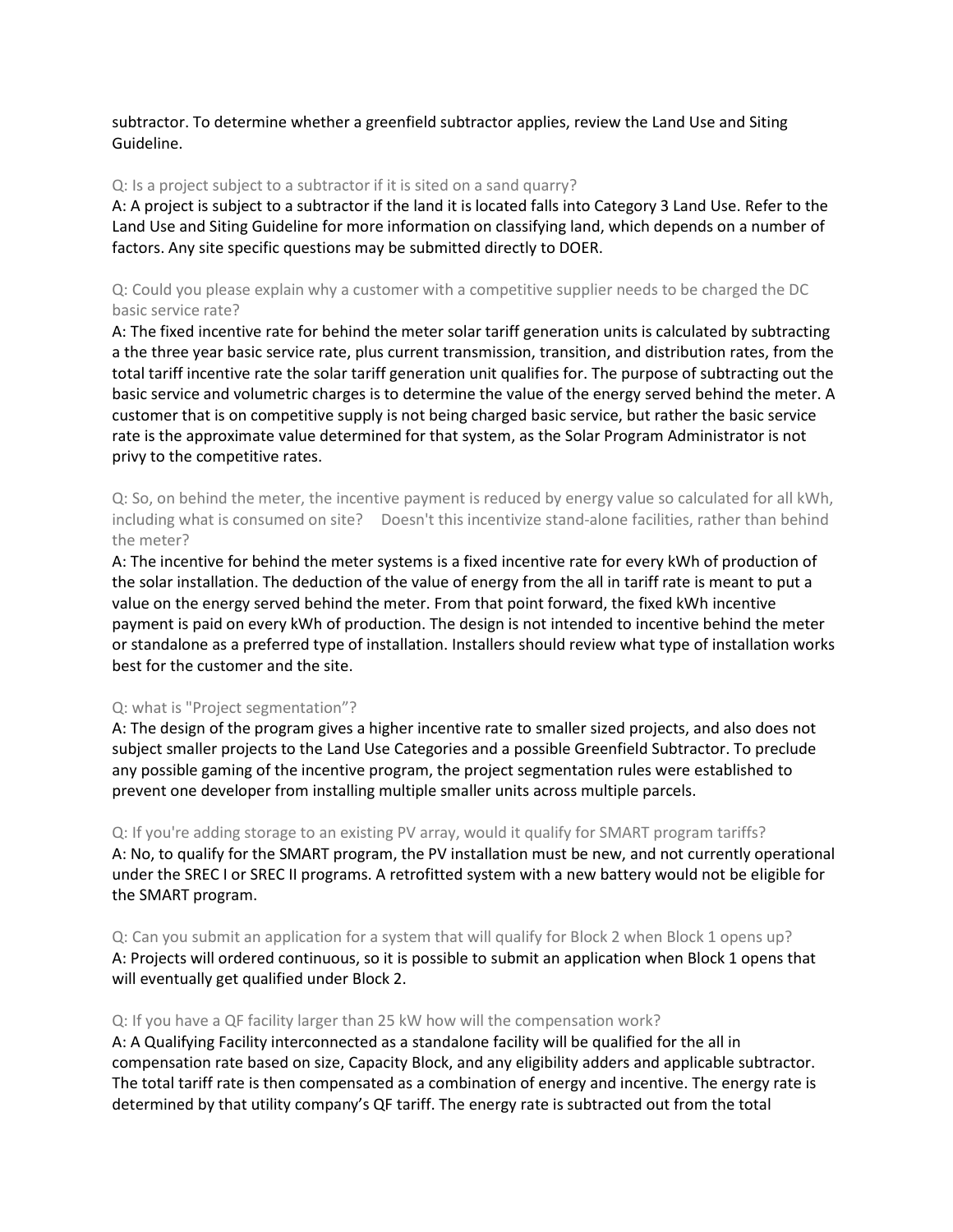subtractor. To determine whether a greenfield subtractor applies, review the Land Use and Siting Guideline.

Q: Is a project subject to a subtractor if it is sited on a sand quarry?
A: A project is subject to a subtractor if the land it is located falls into Category 3 Land Use. Refer to the Land Use and Siting Guideline for more information on classifying land, which depends on a number of factors. Any site specific questions may be submitted directly to DOER.

Q: Could you please explain why a customer with a competitive supplier needs to be charged the DC basic service rate?
A: The fixed incentive rate for behind the meter solar tariff generation units is calculated by subtracting a the three year basic service rate, plus current transmission, transition, and distribution rates, from the total tariff incentive rate the solar tariff generation unit qualifies for. The purpose of subtracting out the basic service and volumetric charges is to determine the value of the energy served behind the meter. A customer that is on competitive supply is not being charged basic service, but rather the basic service rate is the approximate value determined for that system, as the Solar Program Administrator is not privy to the competitive rates.

Q: So, on behind the meter, the incentive payment is reduced by energy value so calculated for all kWh, including what is consumed on site? Doesn't this incentivize stand-alone facilities, rather than behind the meter?
A: The incentive for behind the meter systems is a fixed incentive rate for every kWh of production of the solar installation. The deduction of the value of energy from the all in tariff rate is meant to put a value on the energy served behind the meter. From that point forward, the fixed kWh incentive payment is paid on every kWh of production. The design is not intended to incentive behind the meter or standalone as a preferred type of installation. Installers should review what type of installation works best for the customer and the site.

Q: what is "Project segmentation"?
A: The design of the program gives a higher incentive rate to smaller sized projects, and also does not subject smaller projects to the Land Use Categories and a possible Greenfield Subtractor. To preclude any possible gaming of the incentive program, the project segmentation rules were established to prevent one developer from installing multiple smaller units across multiple parcels.

Q: If you're adding storage to an existing PV array, would it qualify for SMART program tariffs?
A: No, to qualify for the SMART program, the PV installation must be new, and not currently operational under the SREC I or SREC II programs. A retrofitted system with a new battery would not be eligible for the SMART program.

Q: Can you submit an application for a system that will qualify for Block 2 when Block 1 opens up?
A: Projects will ordered continuous, so it is possible to submit an application when Block 1 opens that will eventually get qualified under Block 2.

Q: If you have a QF facility larger than 25 kW how will the compensation work?
A: A Qualifying Facility interconnected as a standalone facility will be qualified for the all in compensation rate based on size, Capacity Block, and any eligibility adders and applicable subtractor. The total tariff rate is then compensated as a combination of energy and incentive. The energy rate is determined by that utility company's QF tariff. The energy rate is subtracted out from the total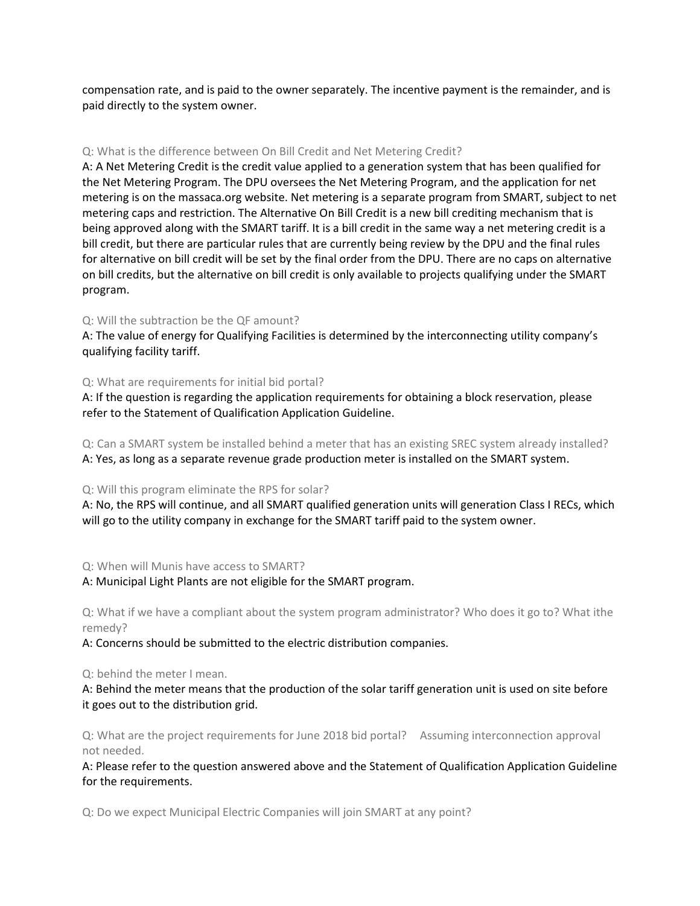compensation rate, and is paid to the owner separately. The incentive payment is the remainder, and is paid directly to the system owner.

Q: What is the difference between On Bill Credit and Net Metering Credit?

A: A Net Metering Credit is the credit value applied to a generation system that has been qualified for the Net Metering Program. The DPU oversees the Net Metering Program, and the application for net metering is on the massaca.org website. Net metering is a separate program from SMART, subject to net metering caps and restriction. The Alternative On Bill Credit is a new bill crediting mechanism that is being approved along with the SMART tariff. It is a bill credit in the same way a net metering credit is a bill credit, but there are particular rules that are currently being review by the DPU and the final rules for alternative on bill credit will be set by the final order from the DPU. There are no caps on alternative on bill credits, but the alternative on bill credit is only available to projects qualifying under the SMART program.

Q: Will the subtraction be the QF amount?

A: The value of energy for Qualifying Facilities is determined by the interconnecting utility company's qualifying facility tariff.

Q: What are requirements for initial bid portal?

A: If the question is regarding the application requirements for obtaining a block reservation, please refer to the Statement of Qualification Application Guideline.

Q: Can a SMART system be installed behind a meter that has an existing SREC system already installed?

A: Yes, as long as a separate revenue grade production meter is installed on the SMART system.

Q: Will this program eliminate the RPS for solar?

A: No, the RPS will continue, and all SMART qualified generation units will generation Class I RECs, which will go to the utility company in exchange for the SMART tariff paid to the system owner.

Q: When will Munis have access to SMART?

A: Municipal Light Plants are not eligible for the SMART program.

Q: What if we have a compliant about the system program administrator? Who does it go to? What ithe remedy?

A: Concerns should be submitted to the electric distribution companies.

Q: behind the meter I mean.

A: Behind the meter means that the production of the solar tariff generation unit is used on site before it goes out to the distribution grid.

Q: What are the project requirements for June 2018 bid portal? Assuming interconnection approval not needed.

A: Please refer to the question answered above and the Statement of Qualification Application Guideline for the requirements.

Q: Do we expect Municipal Electric Companies will join SMART at any point?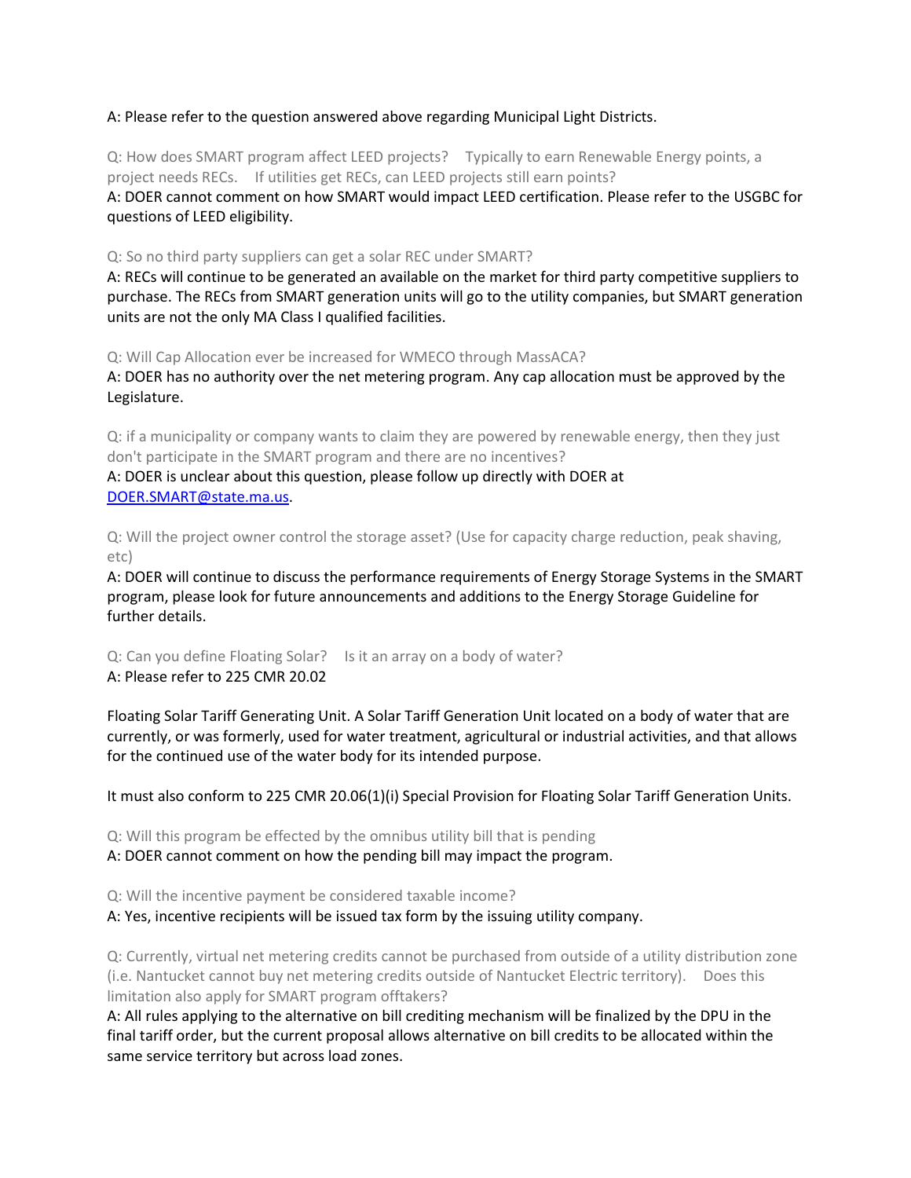A: Please refer to the question answered above regarding Municipal Light Districts.

Q: How does SMART program affect LEED projects? Typically to earn Renewable Energy points, a project needs RECs. If utilities get RECs, can LEED projects still earn points?
A: DOER cannot comment on how SMART would impact LEED certification. Please refer to the USGBC for questions of LEED eligibility.

Q: So no third party suppliers can get a solar REC under SMART?
A: RECs will continue to be generated an available on the market for third party competitive suppliers to purchase. The RECs from SMART generation units will go to the utility companies, but SMART generation units are not the only MA Class I qualified facilities.

Q: Will Cap Allocation ever be increased for WMECO through MassACA?
A: DOER has no authority over the net metering program. Any cap allocation must be approved by the Legislature.

Q: if a municipality or company wants to claim they are powered by renewable energy, then they just don't participate in the SMART program and there are no incentives?
A: DOER is unclear about this question, please follow up directly with DOER at DOER.SMART@state.ma.us.

Q: Will the project owner control the storage asset? (Use for capacity charge reduction, peak shaving, etc)
A: DOER will continue to discuss the performance requirements of Energy Storage Systems in the SMART program, please look for future announcements and additions to the Energy Storage Guideline for further details.

Q: Can you define Floating Solar? Is it an array on a body of water?
A: Please refer to 225 CMR 20.02

Floating Solar Tariff Generating Unit. A Solar Tariff Generation Unit located on a body of water that are currently, or was formerly, used for water treatment, agricultural or industrial activities, and that allows for the continued use of the water body for its intended purpose.

It must also conform to 225 CMR 20.06(1)(i) Special Provision for Floating Solar Tariff Generation Units.

Q: Will this program be effected by the omnibus utility bill that is pending
A: DOER cannot comment on how the pending bill may impact the program.

Q: Will the incentive payment be considered taxable income?
A: Yes, incentive recipients will be issued tax form by the issuing utility company.

Q: Currently, virtual net metering credits cannot be purchased from outside of a utility distribution zone (i.e. Nantucket cannot buy net metering credits outside of Nantucket Electric territory). Does this limitation also apply for SMART program offtakers?
A: All rules applying to the alternative on bill crediting mechanism will be finalized by the DPU in the final tariff order, but the current proposal allows alternative on bill credits to be allocated within the same service territory but across load zones.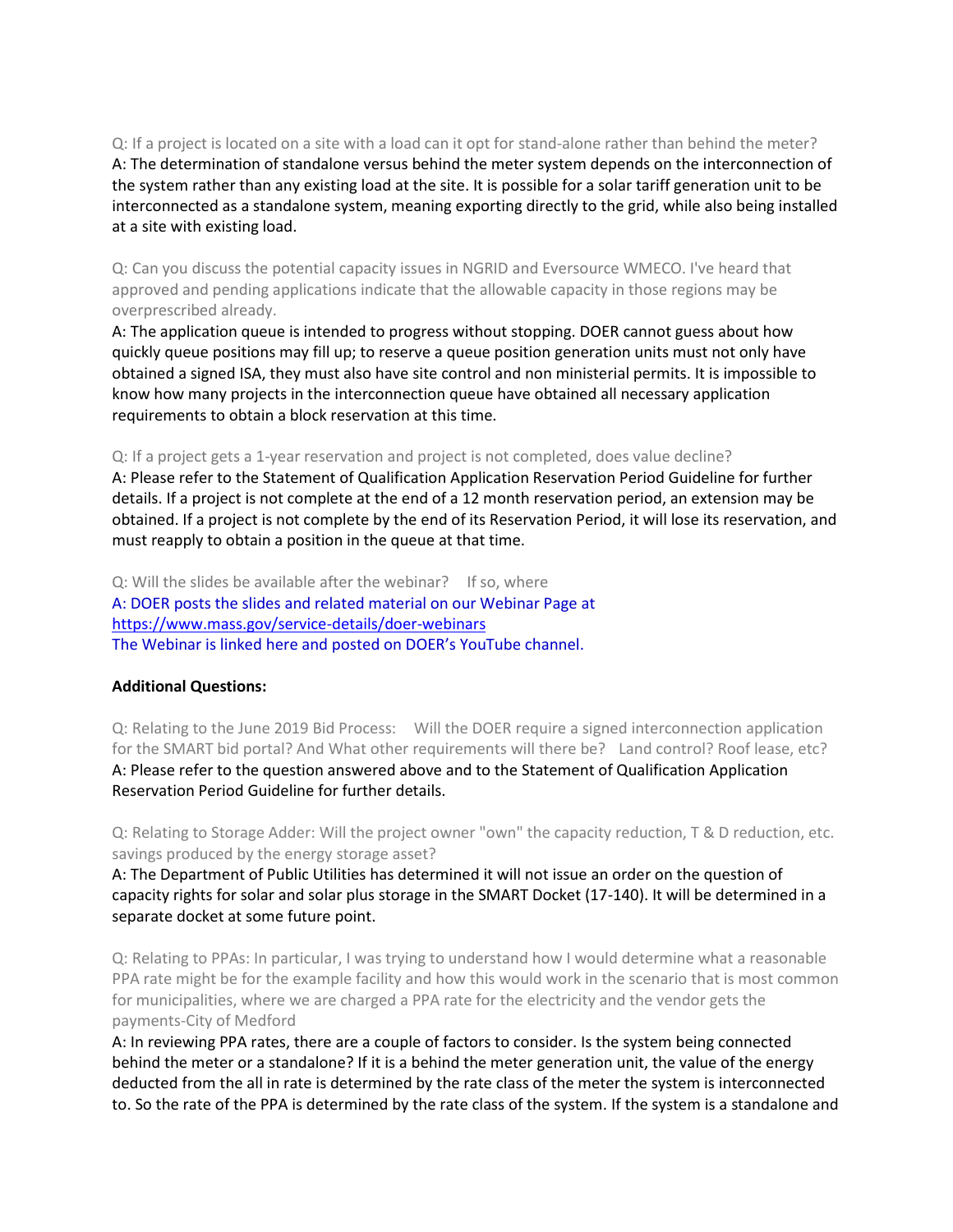Q: If a project is located on a site with a load can it opt for stand-alone rather than behind the meter?
A: The determination of standalone versus behind the meter system depends on the interconnection of the system rather than any existing load at the site. It is possible for a solar tariff generation unit to be interconnected as a standalone system, meaning exporting directly to the grid, while also being installed at a site with existing load.

Q: Can you discuss the potential capacity issues in NGRID and Eversource WMECO. I've heard that approved and pending applications indicate that the allowable capacity in those regions may be overprescribed already.
A: The application queue is intended to progress without stopping. DOER cannot guess about how quickly queue positions may fill up; to reserve a queue position generation units must not only have obtained a signed ISA, they must also have site control and non ministerial permits. It is impossible to know how many projects in the interconnection queue have obtained all necessary application requirements to obtain a block reservation at this time.

Q: If a project gets a 1-year reservation and project is not completed, does value decline?
A: Please refer to the Statement of Qualification Application Reservation Period Guideline for further details. If a project is not complete at the end of a 12 month reservation period, an extension may be obtained. If a project is not complete by the end of its Reservation Period, it will lose its reservation, and must reapply to obtain a position in the queue at that time.

Q: Will the slides be available after the webinar?   If so, where
A: DOER posts the slides and related material on our Webinar Page at https://www.mass.gov/service-details/doer-webinars
The Webinar is linked here and posted on DOER's YouTube channel.

**Additional Questions:**

Q: Relating to the June 2019 Bid Process:   Will the DOER require a signed interconnection application for the SMART bid portal? And What other requirements will there be?   Land control? Roof lease, etc?
A: Please refer to the question answered above and to the Statement of Qualification Application Reservation Period Guideline for further details.

Q: Relating to Storage Adder: Will the project owner "own" the capacity reduction, T & D reduction, etc. savings produced by the energy storage asset?
A: The Department of Public Utilities has determined it will not issue an order on the question of capacity rights for solar and solar plus storage in the SMART Docket (17-140). It will be determined in a separate docket at some future point.

Q: Relating to PPAs: In particular, I was trying to understand how I would determine what a reasonable PPA rate might be for the example facility and how this would work in the scenario that is most common for municipalities, where we are charged a PPA rate for the electricity and the vendor gets the payments-City of Medford
A: In reviewing PPA rates, there are a couple of factors to consider. Is the system being connected behind the meter or a standalone? If it is a behind the meter generation unit, the value of the energy deducted from the all in rate is determined by the rate class of the meter the system is interconnected to. So the rate of the PPA is determined by the rate class of the system. If the system is a standalone and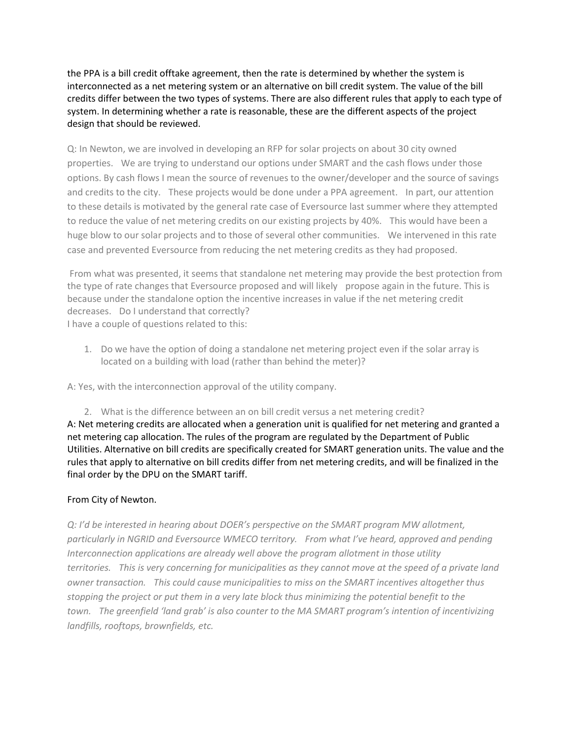the PPA is a bill credit offtake agreement, then the rate is determined by whether the system is interconnected as a net metering system or an alternative on bill credit system. The value of the bill credits differ between the two types of systems. There are also different rules that apply to each type of system. In determining whether a rate is reasonable, these are the different aspects of the project design that should be reviewed.

Q: In Newton, we are involved in developing an RFP for solar projects on about 30 city owned properties. We are trying to understand our options under SMART and the cash flows under those options. By cash flows I mean the source of revenues to the owner/developer and the source of savings and credits to the city. These projects would be done under a PPA agreement. In part, our attention to these details is motivated by the general rate case of Eversource last summer where they attempted to reduce the value of net metering credits on our existing projects by 40%. This would have been a huge blow to our solar projects and to those of several other communities. We intervened in this rate case and prevented Eversource from reducing the net metering credits as they had proposed.

From what was presented, it seems that standalone net metering may provide the best protection from the type of rate changes that Eversource proposed and will likely propose again in the future. This is because under the standalone option the incentive increases in value if the net metering credit decreases. Do I understand that correctly?
I have a couple of questions related to this:

1. Do we have the option of doing a standalone net metering project even if the solar array is located on a building with load (rather than behind the meter)?

A: Yes, with the interconnection approval of the utility company.

2. What is the difference between an on bill credit versus a net metering credit?

A: Net metering credits are allocated when a generation unit is qualified for net metering and granted a net metering cap allocation. The rules of the program are regulated by the Department of Public Utilities. Alternative on bill credits are specifically created for SMART generation units. The value and the rules that apply to alternative on bill credits differ from net metering credits, and will be finalized in the final order by the DPU on the SMART tariff.

From City of Newton.

*Q: I'd be interested in hearing about DOER's perspective on the SMART program MW allotment, particularly in NGRID and Eversource WMECO territory. From what I've heard, approved and pending Interconnection applications are already well above the program allotment in those utility territories. This is very concerning for municipalities as they cannot move at the speed of a private land owner transaction. This could cause municipalities to miss on the SMART incentives altogether thus stopping the project or put them in a very late block thus minimizing the potential benefit to the town. The greenfield 'land grab' is also counter to the MA SMART program's intention of incentivizing landfills, rooftops, brownfields, etc.*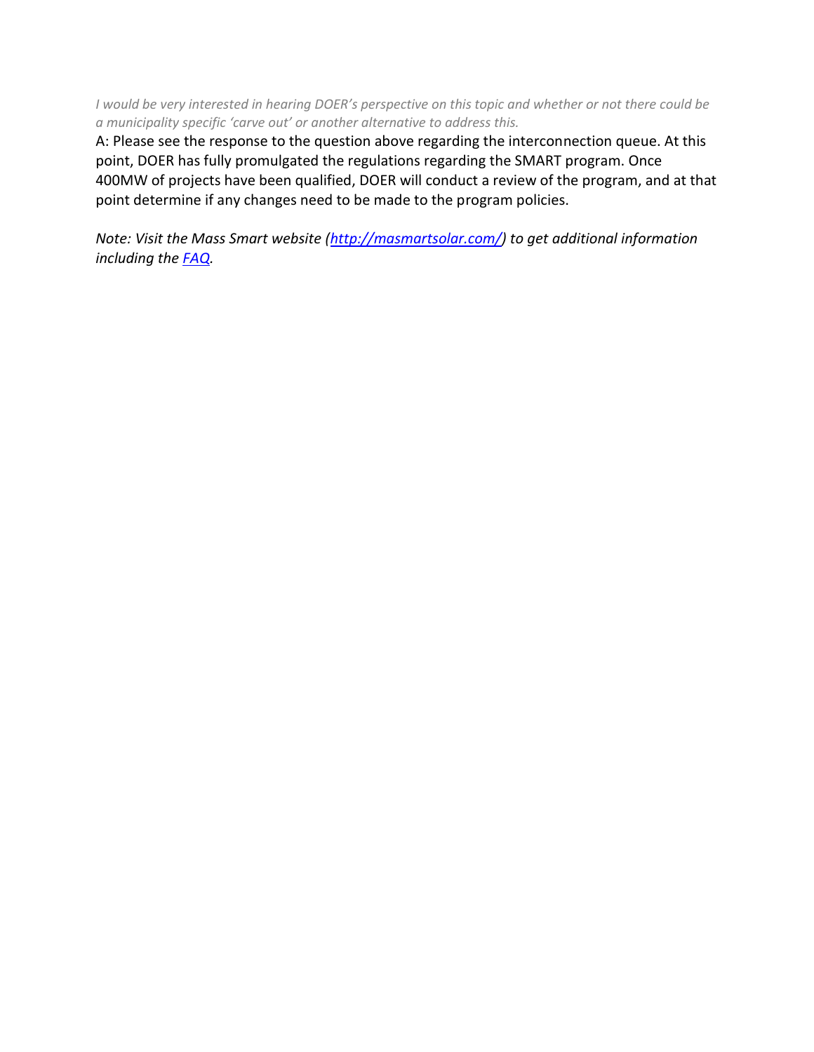*I would be very interested in hearing DOER's perspective on this topic and whether or not there could be a municipality specific 'carve out' or another alternative to address this.*

A: Please see the response to the question above regarding the interconnection queue. At this point, DOER has fully promulgated the regulations regarding the SMART program. Once 400MW of projects have been qualified, DOER will conduct a review of the program, and at that point determine if any changes need to be made to the program policies.

*Note: Visit the Mass Smart website ([http://masmartsolar.com/](http://masmartsolar.com/)) to get additional information including the FAQ.*